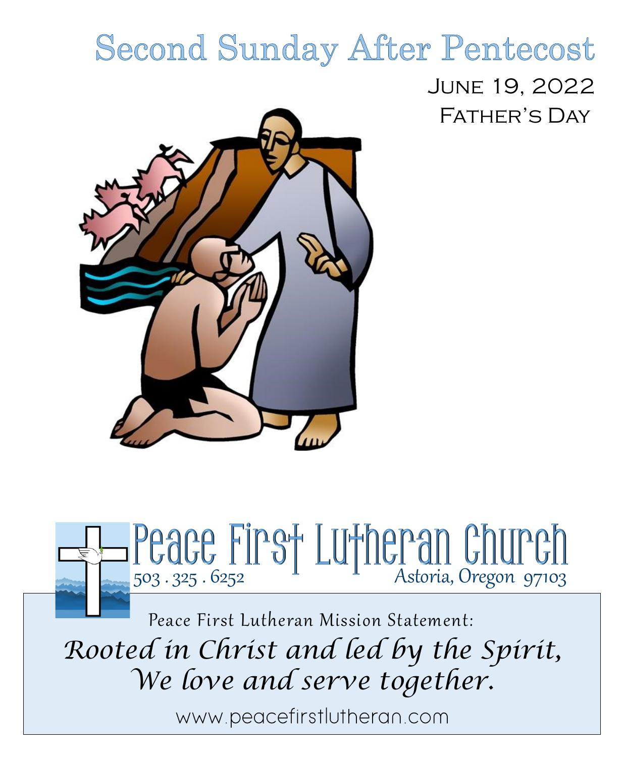# Second Sunday After Pentecost

June 19, 2022

Father's Day

Peace First Lutheran Church

503 . 325 . 6252 Astoria, Oregon 97103

Peace First Lutheran Mission Statement:

*Rooted in Christ and led by the Spirit,*
*We love and serve together.*

www.peacefirstlutheran.com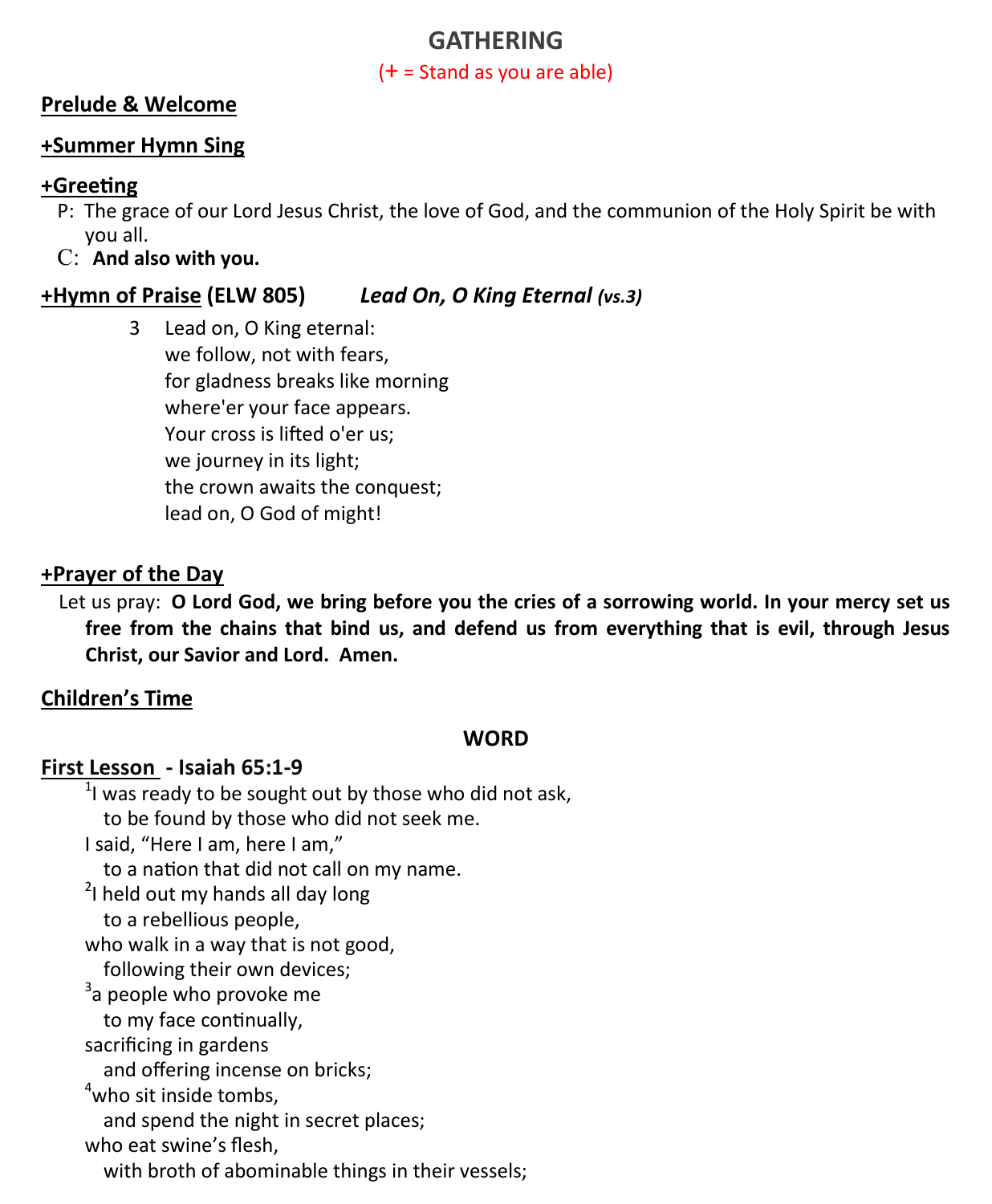# GATHERING

(+ = Stand as you are able)

**Prelude & Welcome**

**+Summer Hymn Sing**

**+Greeting**

P: The grace of our Lord Jesus Christ, the love of God, and the communion of the Holy Spirit be with you all.

C: **And also with you.**

**+Hymn of Praise (ELW 805)** ***Lead On, O King Eternal (vs.3)***

3 Lead on, O King eternal:
we follow, not with fears,
for gladness breaks like morning
where'er your face appears.
Your cross is lifted o'er us;
we journey in its light;
the crown awaits the conquest;
lead on, O God of might!

**+Prayer of the Day**

Let us pray: **O Lord God, we bring before you the cries of a sorrowing world. In your mercy set us free from the chains that bind us, and defend us from everything that is evil, through Jesus Christ, our Savior and Lord. Amen.**

**Children's Time**

## WORD

**First Lesson - Isaiah 65:1-9**

[1]I was ready to be sought out by those who did not ask,
to be found by those who did not seek me.
I said, "Here I am, here I am,"
to a nation that did not call on my name.
[2]I held out my hands all day long
to a rebellious people,
who walk in a way that is not good,
following their own devices;
[3]a people who provoke me
to my face continually,
sacrificing in gardens
and offering incense on bricks;
[4]who sit inside tombs,
and spend the night in secret places;
who eat swine's flesh,
with broth of abominable things in their vessels;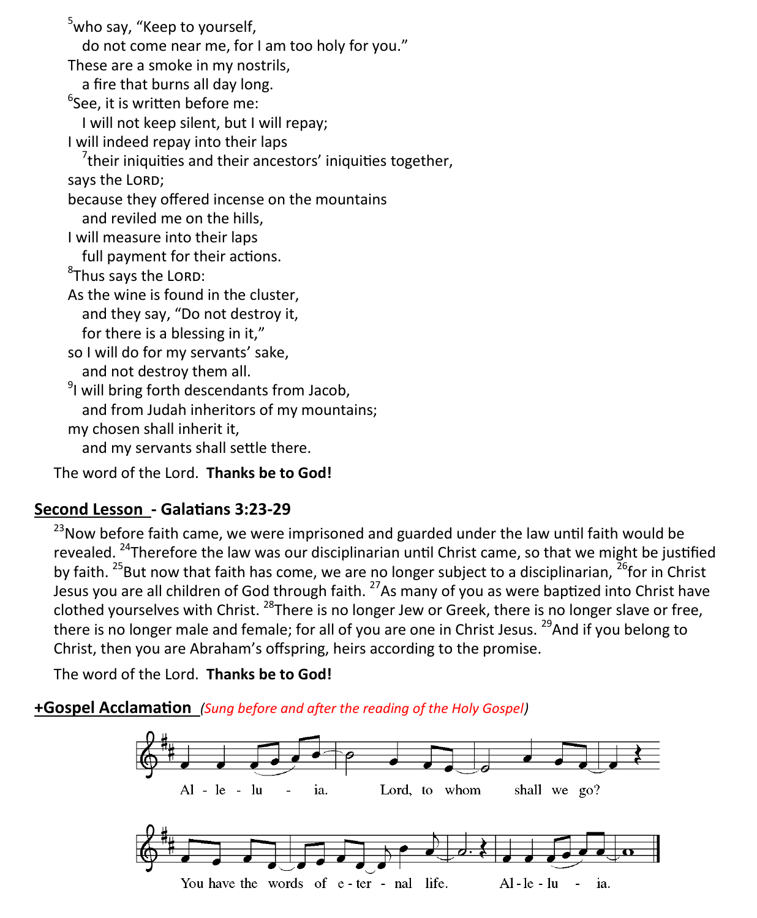[5]who say, "Keep to yourself,
  do not come near me, for I am too holy for you."
These are a smoke in my nostrils,
  a fire that burns all day long.
[6]See, it is written before me:
  I will not keep silent, but I will repay;
I will indeed repay into their laps
  [7]their iniquities and their ancestors' iniquities together,
says the LORD;
because they offered incense on the mountains
  and reviled me on the hills,
I will measure into their laps
  full payment for their actions.
[8]Thus says the LORD:
As the wine is found in the cluster,
  and they say, "Do not destroy it,
  for there is a blessing in it,"
so I will do for my servants' sake,
  and not destroy them all.
[9]I will bring forth descendants from Jacob,
  and from Judah inheritors of my mountains;
my chosen shall inherit it,
  and my servants shall settle there.

The word of the Lord. **Thanks be to God!**

## Second Lesson - Galatians 3:23-29

[23]Now before faith came, we were imprisoned and guarded under the law until faith would be revealed. [24]Therefore the law was our disciplinarian until Christ came, so that we might be justified by faith. [25]But now that faith has come, we are no longer subject to a disciplinarian, [26]for in Christ Jesus you are all children of God through faith. [27]As many of you as were baptized into Christ have clothed yourselves with Christ. [28]There is no longer Jew or Greek, there is no longer slave or free, there is no longer male and female; for all of you are one in Christ Jesus. [29]And if you belong to Christ, then you are Abraham's offspring, heirs according to the promise.

The word of the Lord. **Thanks be to God!**

## +Gospel Acclamation *(Sung before and after the reading of the Holy Gospel)*

Al - le - lu - ia. Lord, to whom shall we go?

You have the words of e - ter - nal life. Al - le - lu - ia.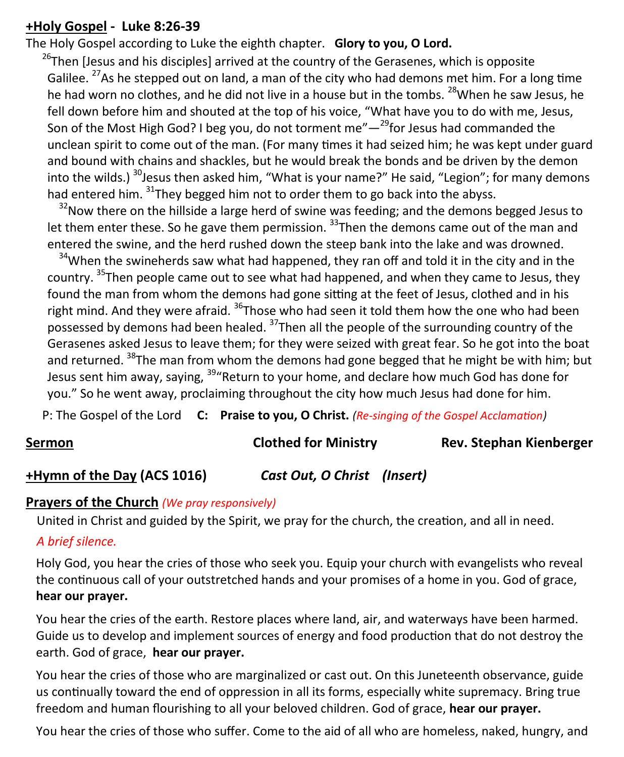**+Holy Gospel - Luke 8:26-39**

The Holy Gospel according to Luke the eighth chapter. **Glory to you, O Lord.**

[26]Then [Jesus and his disciples] arrived at the country of the Gerasenes, which is opposite Galilee. [27]As he stepped out on land, a man of the city who had demons met him. For a long time he had worn no clothes, and he did not live in a house but in the tombs. [28]When he saw Jesus, he fell down before him and shouted at the top of his voice, "What have you to do with me, Jesus, Son of the Most High God? I beg you, do not torment me"—[29]for Jesus had commanded the unclean spirit to come out of the man. (For many times it had seized him; he was kept under guard and bound with chains and shackles, but he would break the bonds and be driven by the demon into the wilds.) [30]Jesus then asked him, "What is your name?" He said, "Legion"; for many demons had entered him. [31]They begged him not to order them to go back into the abyss.

[32]Now there on the hillside a large herd of swine was feeding; and the demons begged Jesus to let them enter these. So he gave them permission. [33]Then the demons came out of the man and entered the swine, and the herd rushed down the steep bank into the lake and was drowned.

[34]When the swineherds saw what had happened, they ran off and told it in the city and in the country. [35]Then people came out to see what had happened, and when they came to Jesus, they found the man from whom the demons had gone sitting at the feet of Jesus, clothed and in his right mind. And they were afraid. [36]Those who had seen it told them how the one who had been possessed by demons had been healed. [37]Then all the people of the surrounding country of the Gerasenes asked Jesus to leave them; for they were seized with great fear. So he got into the boat and returned. [38]The man from whom the demons had gone begged that he might be with him; but Jesus sent him away, saying, [39]"Return to your home, and declare how much God has done for you." So he went away, proclaiming throughout the city how much Jesus had done for him.

P: The Gospel of the Lord **C: Praise to you, O Christ.** *(Re-singing of the Gospel Acclamation)*

**Sermon** **Clothed for Ministry** **Rev. Stephan Kienberger**

**+Hymn of the Day (ACS 1016)** ***Cast Out, O Christ (Insert)***

**Prayers of the Church** *(We pray responsively)*

United in Christ and guided by the Spirit, we pray for the church, the creation, and all in need.

*A brief silence.*

Holy God, you hear the cries of those who seek you. Equip your church with evangelists who reveal the continuous call of your outstretched hands and your promises of a home in you. God of grace, **hear our prayer.**

You hear the cries of the earth. Restore places where land, air, and waterways have been harmed. Guide us to develop and implement sources of energy and food production that do not destroy the earth. God of grace, **hear our prayer.**

You hear the cries of those who are marginalized or cast out. On this Juneteenth observance, guide us continually toward the end of oppression in all its forms, especially white supremacy. Bring true freedom and human flourishing to all your beloved children. God of grace, **hear our prayer.**

You hear the cries of those who suffer. Come to the aid of all who are homeless, naked, hungry, and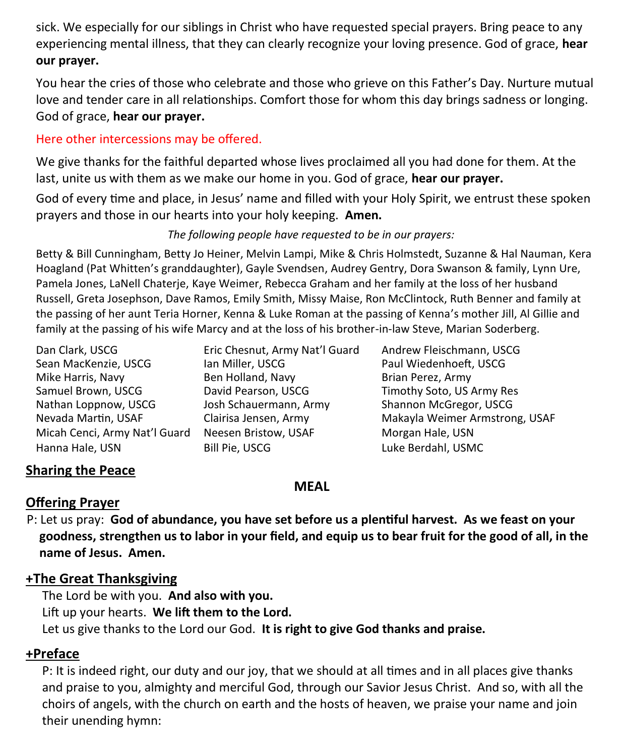sick. We especially for our siblings in Christ who have requested special prayers. Bring peace to any experiencing mental illness, that they can clearly recognize your loving presence. God of grace, **hear our prayer.**

You hear the cries of those who celebrate and those who grieve on this Father's Day. Nurture mutual love and tender care in all relationships. Comfort those for whom this day brings sadness or longing. God of grace, **hear our prayer.**

Here other intercessions may be offered.

We give thanks for the faithful departed whose lives proclaimed all you had done for them. At the last, unite us with them as we make our home in you. God of grace, **hear our prayer.**

God of every time and place, in Jesus' name and filled with your Holy Spirit, we entrust these spoken prayers and those in our hearts into your holy keeping. **Amen.**

*The following people have requested to be in our prayers:*

Betty & Bill Cunningham, Betty Jo Heiner, Melvin Lampi, Mike & Chris Holmstedt, Suzanne & Hal Nauman, Kera Hoagland (Pat Whitten's granddaughter), Gayle Svendsen, Audrey Gentry, Dora Swanson & family, Lynn Ure, Pamela Jones, LaNell Chaterje, Kaye Weimer, Rebecca Graham and her family at the loss of her husband Russell, Greta Josephson, Dave Ramos, Emily Smith, Missy Maise, Ron McClintock, Ruth Benner and family at the passing of her aunt Teria Horner, Kenna & Luke Roman at the passing of Kenna's mother Jill, Al Gillie and family at the passing of his wife Marcy and at the loss of his brother-in-law Steve, Marian Soderberg.

Dan Clark, USCG
Sean MacKenzie, USCG
Mike Harris, Navy
Samuel Brown, USCG
Nathan Loppnow, USCG
Nevada Martin, USAF
Micah Cenci, Army Nat'l Guard
Hanna Hale, USN

Eric Chesnut, Army Nat'l Guard
Ian Miller, USCG
Ben Holland, Navy
David Pearson, USCG
Josh Schauermann, Army
Clairisa Jensen, Army
Neesen Bristow, USAF
Bill Pie, USCG

Andrew Fleischmann, USCG
Paul Wiedenhoeft, USCG
Brian Perez, Army
Timothy Soto, US Army Res
Shannon McGregor, USCG
Makayla Weimer Armstrong, USAF
Morgan Hale, USN
Luke Berdahl, USMC

## Sharing the Peace

## MEAL

## Offering Prayer

P: Let us pray: **God of abundance, you have set before us a plentiful harvest. As we feast on your goodness, strengthen us to labor in your field, and equip us to bear fruit for the good of all, in the name of Jesus. Amen.**

## +The Great Thanksgiving

The Lord be with you. **And also with you.**
Lift up your hearts. **We lift them to the Lord.**
Let us give thanks to the Lord our God. **It is right to give God thanks and praise.**

## +Preface

P: It is indeed right, our duty and our joy, that we should at all times and in all places give thanks and praise to you, almighty and merciful God, through our Savior Jesus Christ. And so, with all the choirs of angels, with the church on earth and the hosts of heaven, we praise your name and join their unending hymn: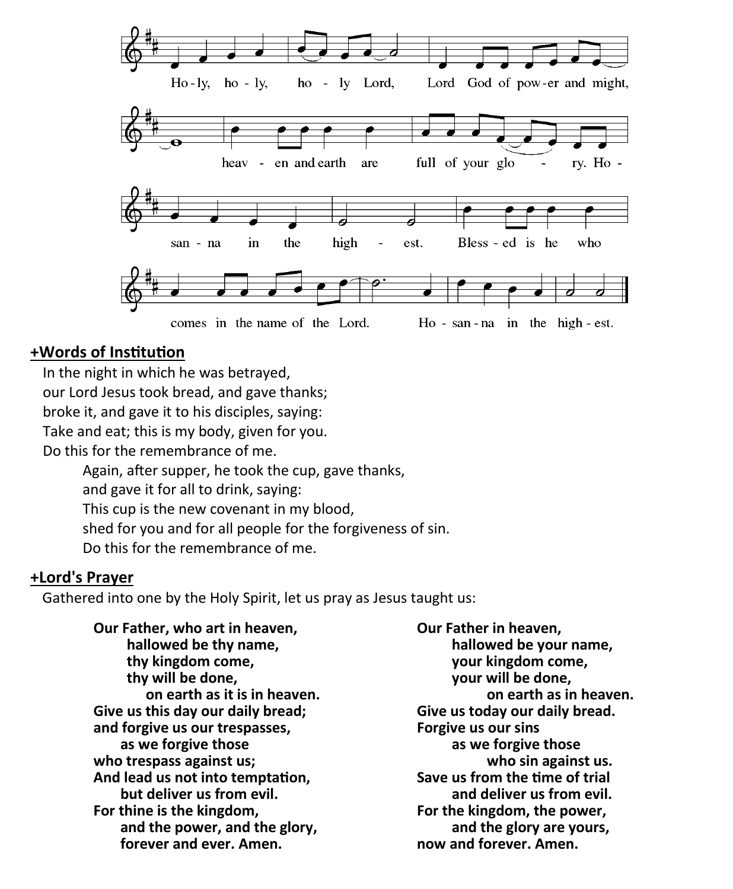Ho-ly, ho-ly, ho-ly Lord, Lord God of pow-er and might,

heav-en and earth are full of your glo-ry. Ho-

san-na in the high-est. Bless-ed is he who

comes in the name of the Lord. Ho-san-na in the high-est.

## +Words of Institution

In the night in which he was betrayed,
our Lord Jesus took bread, and gave thanks;
broke it, and gave it to his disciples, saying:
Take and eat; this is my body, given for you.
Do this for the remembrance of me.

Again, after supper, he took the cup, gave thanks,
and gave it for all to drink, saying:
This cup is the new covenant in my blood,
shed for you and for all people for the forgiveness of sin.
Do this for the remembrance of me.

## +Lord's Prayer

Gathered into one by the Holy Spirit, let us pray as Jesus taught us:

**Our Father, who art in heaven,**
**hallowed be thy name,**
**thy kingdom come,**
**thy will be done,**
**on earth as it is in heaven.**
**Give us this day our daily bread;**
**and forgive us our trespasses,**
**as we forgive those**
**who trespass against us;**
**And lead us not into temptation,**
**but deliver us from evil.**
**For thine is the kingdom,**
**and the power, and the glory,**
**forever and ever. Amen.**

**Our Father in heaven,**
**hallowed be your name,**
**your kingdom come,**
**your will be done,**
**on earth as in heaven.**
**Give us today our daily bread.**
**Forgive us our sins**
**as we forgive those**
**who sin against us.**
**Save us from the time of trial**
**and deliver us from evil.**
**For the kingdom, the power,**
**and the glory are yours,**
**now and forever. Amen.**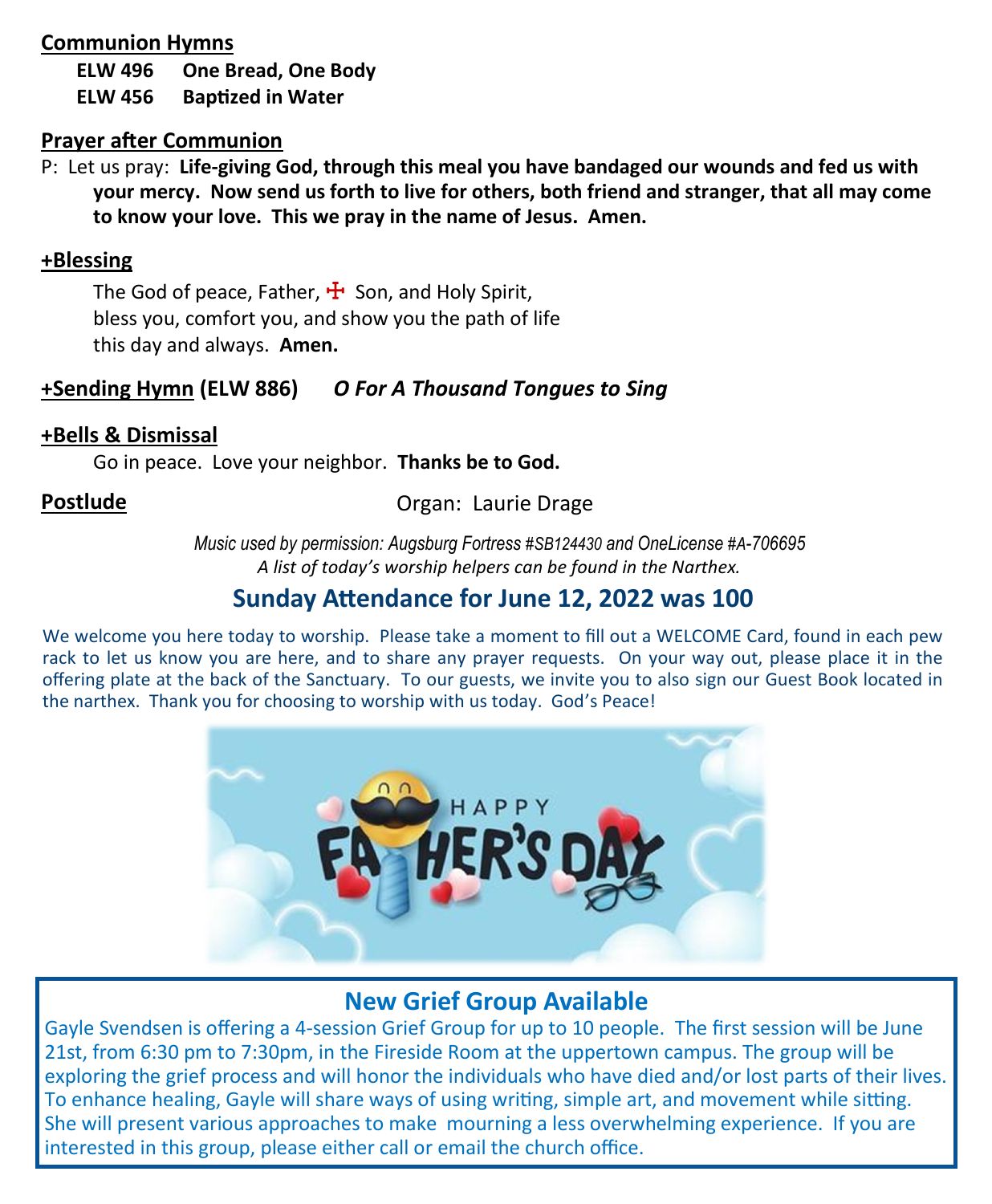## Communion Hymns

**ELW 496 One Bread, One Body**

**ELW 456 Baptized in Water**

## Prayer after Communion

P: Let us pray: **Life-giving God, through this meal you have bandaged our wounds and fed us with your mercy. Now send us forth to live for others, both friend and stranger, that all may come to know your love. This we pray in the name of Jesus. Amen.**

## +Blessing

The God of peace, Father, ✠ Son, and Holy Spirit,
bless you, comfort you, and show you the path of life
this day and always. **Amen.**

## +Sending Hymn (ELW 886) *O For A Thousand Tongues to Sing*

## +Bells & Dismissal

Go in peace. Love your neighbor. **Thanks be to God.**

## Postlude

Organ: Laurie Drage

*Music used by permission: Augsburg Fortress #SB124430 and OneLicense #A-706695*
*A list of today's worship helpers can be found in the Narthex.*

## Sunday Attendance for June 12, 2022 was 100

We welcome you here today to worship. Please take a moment to fill out a WELCOME Card, found in each pew rack to let us know you are here, and to share any prayer requests. On your way out, please place it in the offering plate at the back of the Sanctuary. To our guests, we invite you to also sign our Guest Book located in the narthex. Thank you for choosing to worship with us today. God's Peace!

HAPPY FATHER'S DAY

## New Grief Group Available

Gayle Svendsen is offering a 4-session Grief Group for up to 10 people. The first session will be June 21st, from 6:30 pm to 7:30pm, in the Fireside Room at the uppertown campus. The group will be exploring the grief process and will honor the individuals who have died and/or lost parts of their lives. To enhance healing, Gayle will share ways of using writing, simple art, and movement while sitting. She will present various approaches to make mourning a less overwhelming experience. If you are interested in this group, please either call or email the church office.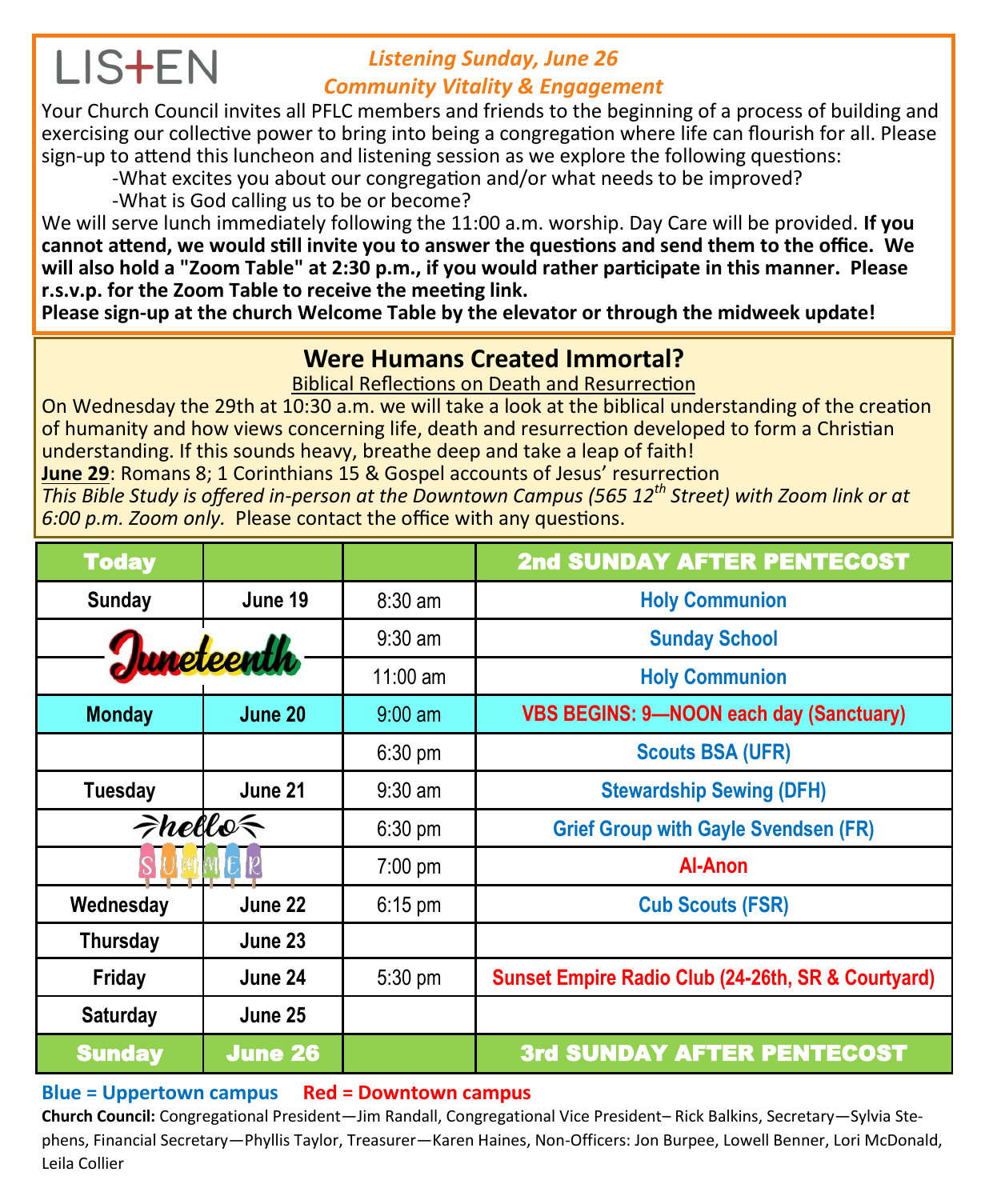# LISTEN

***Listening Sunday, June 26***
***Community Vitality & Engagement***

Your Church Council invites all PFLC members and friends to the beginning of a process of building and exercising our collective power to bring into being a congregation where life can flourish for all. Please sign-up to attend this luncheon and listening session as we explore the following questions:

-What excites you about our congregation and/or what needs to be improved?
-What is God calling us to be or become?

We will serve lunch immediately following the 11:00 a.m. worship. Day Care will be provided. **If you cannot attend, we would still invite you to answer the questions and send them to the office. We will also hold a "Zoom Table" at 2:30 p.m., if you would rather participate in this manner. Please r.s.v.p. for the Zoom Table to receive the meeting link.**
**Please sign-up at the church Welcome Table by the elevator or through the midweek update!**

## Were Humans Created Immortal?

Biblical Reflections on Death and Resurrection

On Wednesday the 29th at 10:30 a.m. we will take a look at the biblical understanding of the creation of humanity and how views concerning life, death and resurrection developed to form a Christian understanding. If this sounds heavy, breathe deep and take a leap of faith!

**June 29**: Romans 8; 1 Corinthians 15 & Gospel accounts of Jesus' resurrection

*This Bible Study is offered in-person at the Downtown Campus (565 12th Street) with Zoom link or at 6:00 p.m. Zoom only.* Please contact the office with any questions.

| Today | | | 2nd SUNDAY AFTER PENTECOST |
|---|---|---|---|
| Sunday | June 19 | 8:30 am | Holy Communion |
| Juneteenth | | 9:30 am | Sunday School |
| | | 11:00 am | Holy Communion |
| Monday | June 20 | 9:00 am | VBS BEGINS: 9—NOON each day (Sanctuary) |
| | | 6:30 pm | Scouts BSA (UFR) |
| Tuesday | June 21 | 9:30 am | Stewardship Sewing (DFH) |
| hello summer | | 6:30 pm | Grief Group with Gayle Svendsen (FR) |
| | | 7:00 pm | Al-Anon |
| Wednesday | June 22 | 6:15 pm | Cub Scouts (FSR) |
| Thursday | June 23 | | |
| Friday | June 24 | 5:30 pm | Sunset Empire Radio Club (24-26th, SR & Courtyard) |
| Saturday | June 25 | | |
| Sunday | June 26 | | 3rd SUNDAY AFTER PENTECOST |

**Blue = Uppertown campus** **Red = Downtown campus**

**Church Council:** Congregational President—Jim Randall, Congregational Vice President– Rick Balkins, Secretary—Sylvia Stephens, Financial Secretary—Phyllis Taylor, Treasurer—Karen Haines, Non-Officers: Jon Burpee, Lowell Benner, Lori McDonald, Leila Collier